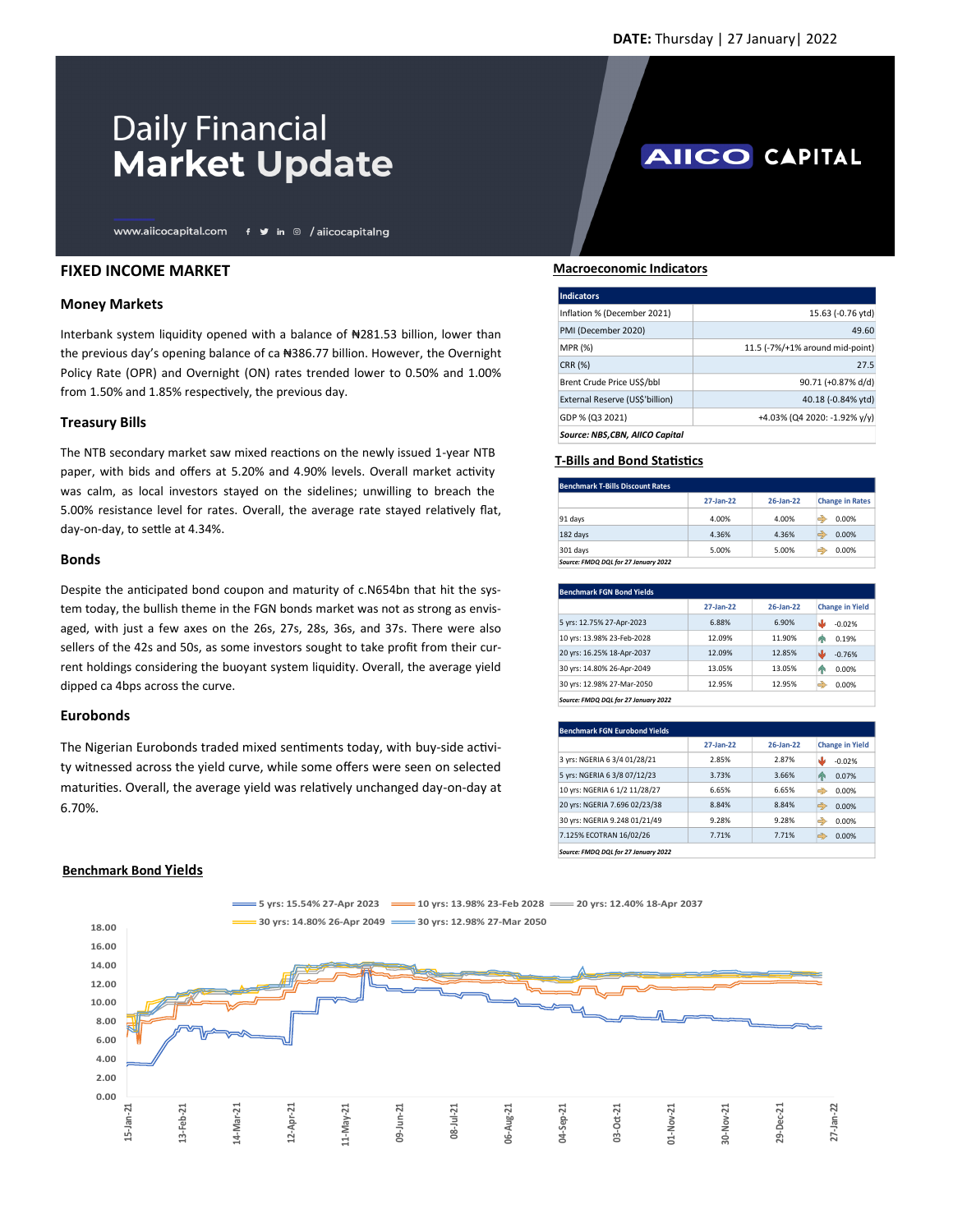**DATE:** Thursday | 27 January| 2022

# Daily Financial Market Update

AIICO CAPITAL

www.aiicocapital.com / aiicocapitalng

## FIXED INCOME MARKET

### Money Markets

Interbank system liquidity opened with a balance of ₦281.53 billion, lower than the previous day's opening balance of ca ₦386.77 billion. However, the Overnight Policy Rate (OPR) and Overnight (ON) rates trended lower to 0.50% and 1.00% from 1.50% and 1.85% respectively, the previous day.

### Treasury Bills

The NTB secondary market saw mixed reactions on the newly issued 1-year NTB paper, with bids and offers at 5.20% and 4.90% levels. Overall market activity was calm, as local investors stayed on the sidelines; unwilling to breach the 5.00% resistance level for rates. Overall, the average rate stayed relatively flat, day-on-day, to settle at 4.34%.

### Bonds

Despite the anticipated bond coupon and maturity of c.N654bn that hit the system today, the bullish theme in the FGN bonds market was not as strong as envisaged, with just a few axes on the 26s, 27s, 28s, 36s, and 37s. There were also sellers of the 42s and 50s, as some investors sought to take profit from their current holdings considering the buoyant system liquidity. Overall, the average yield dipped ca 4bps across the curve.

### Eurobonds

The Nigerian Eurobonds traded mixed sentiments today, with buy-side activity witnessed across the yield curve, while some offers were seen on selected maturities. Overall, the average yield was relatively unchanged day-on-day at 6.70%.

## Macroeconomic Indicators

| Indicators | |
|---|---|
| Inflation % (December 2021) | 15.63 (-0.76 ytd) |
| PMI (December 2020) | 49.60 |
| MPR (%) | 11.5 (-7%/+1% around mid-point) |
| CRR (%) | 27.5 |
| Brent Crude Price US$/bbl | 90.71 (+0.87% d/d) |
| External Reserve (US$'billion) | 40.18 (-0.84% ytd) |
| GDP % (Q3 2021) | +4.03% (Q4 2020: -1.92% y/y) |

*Source: NBS,CBN, AIICO Capital*

## T-Bills and Bond Statistics

| Benchmark T-Bills Discount Rates | 27-Jan-22 | 26-Jan-22 | Change in Rates |
|---|---|---|---|
| 91 days | 4.00% | 4.00% | 0.00% |
| 182 days | 4.36% | 4.36% | 0.00% |
| 301 days | 5.00% | 5.00% | 0.00% |

*Source: FMDQ DQL for 27 January 2022*

| Benchmark FGN Bond Yields | 27-Jan-22 | 26-Jan-22 | Change in Yield |
|---|---|---|---|
| 5 yrs: 12.75% 27-Apr-2023 | 6.88% | 6.90% | -0.02% |
| 10 yrs: 13.98% 23-Feb-2028 | 12.09% | 11.90% | 0.19% |
| 20 yrs: 16.25% 18-Apr-2037 | 12.09% | 12.85% | -0.76% |
| 30 yrs: 14.80% 26-Apr-2049 | 13.05% | 13.05% | 0.00% |
| 30 yrs: 12.98% 27-Mar-2050 | 12.95% | 12.95% | 0.00% |

*Source: FMDQ DQL for 27 January 2022*

| Benchmark FGN Eurobond Yields | 27-Jan-22 | 26-Jan-22 | Change in Yield |
|---|---|---|---|
| 3 yrs: NGERIA 6 3/4 01/28/21 | 2.85% | 2.87% | -0.02% |
| 5 yrs: NGERIA 6 3/8 07/12/23 | 3.73% | 3.66% | 0.07% |
| 10 yrs: NGERIA 6 1/2 11/28/27 | 6.65% | 6.65% | 0.00% |
| 20 yrs: NGERIA 7.696 02/23/38 | 8.84% | 8.84% | 0.00% |
| 30 yrs: NGERIA 9.248 01/21/49 | 9.28% | 9.28% | 0.00% |
| 7.125% ECOTRAN 16/02/26 | 7.71% | 7.71% | 0.00% |

*Source: FMDQ DQL for 27 January 2022*

## Benchmark Bond Yields

Legend: 5 yrs: 15.54% 27-Apr 2023; 10 yrs: 13.98% 23-Feb 2028; 20 yrs: 12.40% 18-Apr 2037; 30 yrs: 14.80% 26-Apr 2049; 30 yrs: 12.98% 27-Mar 2050

Y-axis: 0.00, 2.00, 4.00, 6.00, 8.00, 10.00, 12.00, 14.00, 16.00, 18.00

X-axis: 15-Jan-21, 13-Feb-21, 14-Mar-21, 12-Apr-21, 11-May-21, 09-Jun-21, 08-Jul-21, 06-Aug-21, 04-Sep-21, 03-Oct-21, 01-Nov-21, 30-Nov-21, 29-Dec-21, 27-Jan-22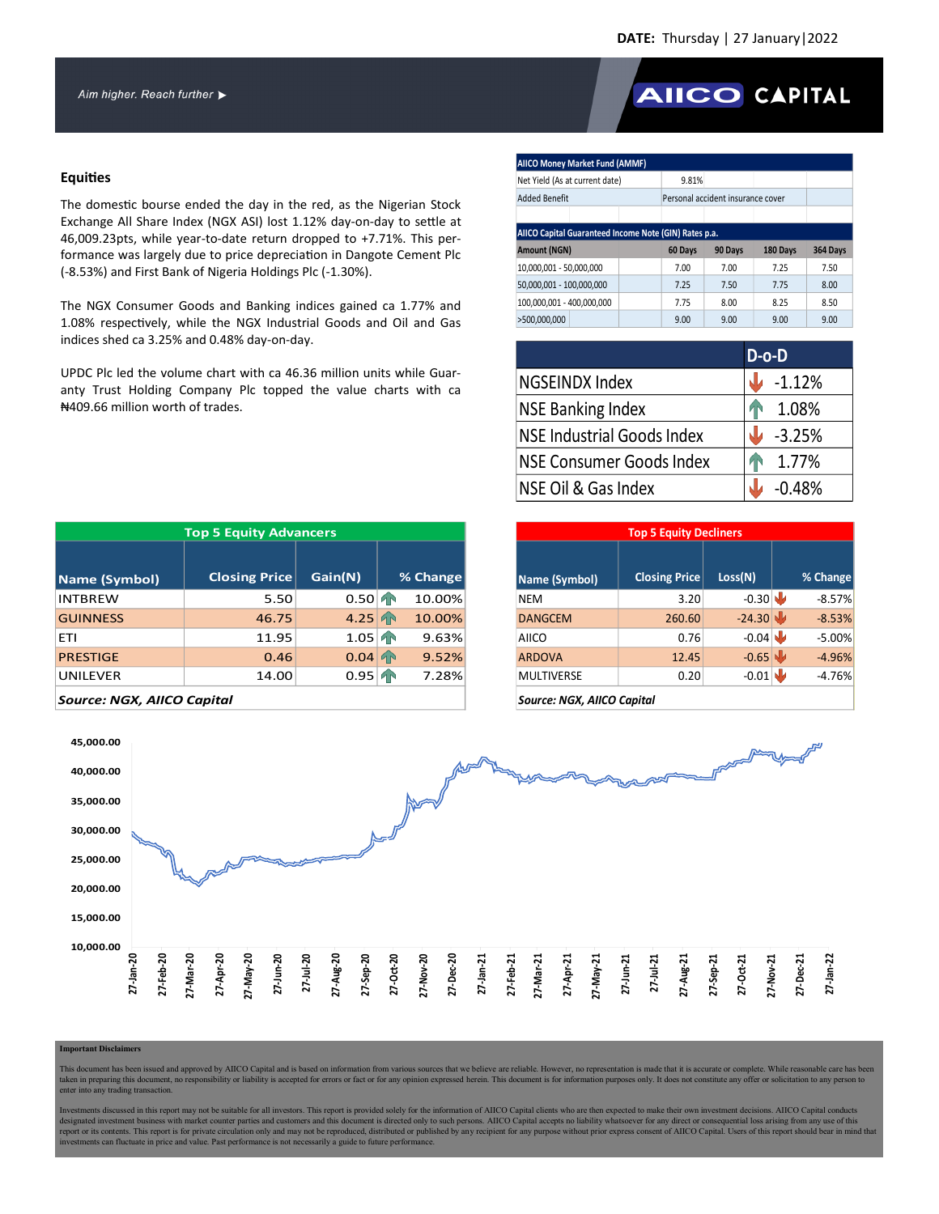DATE: Thursday | 27 January|2022

Aim higher. Reach further ▶

AIICO CAPITAL

## Equities

The domestic bourse ended the day in the red, as the Nigerian Stock Exchange All Share Index (NGX ASI) lost 1.12% day-on-day to settle at 46,009.23pts, while year-to-date return dropped to +7.71%. This performance was largely due to price depreciation in Dangote Cement Plc (-8.53%) and First Bank of Nigeria Holdings Plc (-1.30%).

The NGX Consumer Goods and Banking indices gained ca 1.77% and 1.08% respectively, while the NGX Industrial Goods and Oil and Gas indices shed ca 3.25% and 0.48% day-on-day.

UPDC Plc led the volume chart with ca 46.36 million units while Guaranty Trust Holding Company Plc topped the value charts with ca ₦409.66 million worth of trades.

| AIICO Money Market Fund (AMMF) | |
|---|---|
| Net Yield (As at current date) | 9.81% |
| Added Benefit | Personal accident insurance cover |

| AIICO Capital Guaranteed Income Note (GIN) Rates p.a. | | | | |
|---|---|---|---|---|
| Amount (NGN) | 60 Days | 90 Days | 180 Days | 364 Days |
| 10,000,001 - 50,000,000 | 7.00 | 7.00 | 7.25 | 7.50 |
| 50,000,001 - 100,000,000 | 7.25 | 7.50 | 7.75 | 8.00 |
| 100,000,001 - 400,000,000 | 7.75 | 8.00 | 8.25 | 8.50 |
| >500,000,000 | 9.00 | 9.00 | 9.00 | 9.00 |

| | D-o-D |
|---|---|
| NGSEINDX Index | -1.12% |
| NSE Banking Index | 1.08% |
| NSE Industrial Goods Index | -3.25% |
| NSE Consumer Goods Index | 1.77% |
| NSE Oil & Gas Index | -0.48% |

**Top 5 Equity Advancers**

| Name (Symbol) | Closing Price | Gain(N) | % Change |
|---|---|---|---|
| INTBREW | 5.50 | 0.50 | 10.00% |
| GUINNESS | 46.75 | 4.25 | 10.00% |
| ETI | 11.95 | 1.05 | 9.63% |
| PRESTIGE | 0.46 | 0.04 | 9.52% |
| UNILEVER | 14.00 | 0.95 | 7.28% |

*Source: NGX, AIICO Capital*

**Top 5 Equity Decliners**

| Name (Symbol) | Closing Price | Loss(N) | % Change |
|---|---|---|---|
| NEM | 3.20 | -0.30 | -8.57% |
| DANGCEM | 260.60 | -24.30 | -8.53% |
| AIICO | 0.76 | -0.04 | -5.00% |
| ARDOVA | 12.45 | -0.65 | -4.96% |
| MULTIVERSE | 0.20 | -0.01 | -4.76% |

*Source: NGX, AIICO Capital*

45,000.00
40,000.00
35,000.00
30,000.00
25,000.00
20,000.00
15,000.00
10,000.00

27-Jan-20, 27-Feb-20, 27-Mar-20, 27-Apr-20, 27-May-20, 27-Jun-20, 27-Jul-20, 27-Aug-20, 27-Sep-20, 27-Oct-20, 27-Nov-20, 27-Dec-20, 27-Jan-21, 27-Feb-21, 27-Mar-21, 27-Apr-21, 27-May-21, 27-Jun-21, 27-Jul-21, 27-Aug-21, 27-Sep-21, 27-Oct-21, 27-Nov-21, 27-Dec-21, 27-Jan-22

**Important Disclaimers**

This document has been issued and approved by AIICO Capital and is based on information from various sources that we believe are reliable. However, no representation is made that it is accurate or complete. While reasonable care has been taken in preparing this document, no responsibility or liability is accepted for errors or fact or for any opinion expressed herein. This document is for information purposes only. It does not constitute any offer or solicitation to any person to enter into any trading transaction.

Investments discussed in this report may not be suitable for all investors. This report is provided solely for the information of AIICO Capital clients who are then expected to make their own investment decisions. AIICO Capital conducts designated investment business with market counter parties and customers and this document is directed only to such persons. AIICO Capital accepts no liability whatsoever for any direct or consequential loss arising from any use of this report or its contents. This report is for private circulation only and may not be reproduced, distributed or published by any recipient for any purpose without prior express consent of AIICO Capital. Users of this report should bear in mind that investments can fluctuate in price and value. Past performance is not necessarily a guide to future performance.